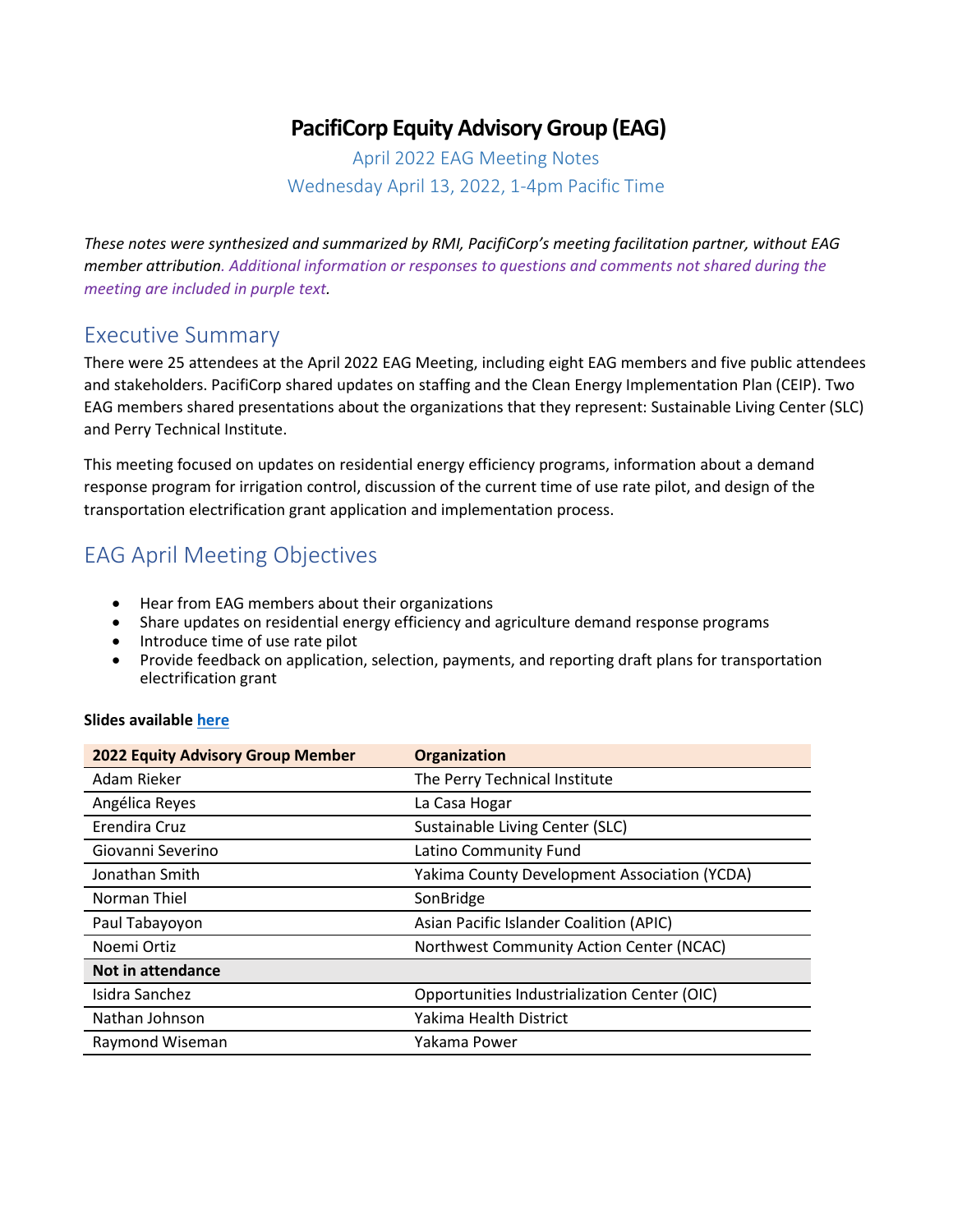# PacifiCorp Equity Advisory Group (EAG)

April 2022 EAG Meeting Notes

Wednesday April 13, 2022, 1-4pm Pacific Time

*These notes were synthesized and summarized by RMI, PacifiCorp's meeting facilitation partner, without EAG member attribution. Additional information or responses to questions and comments not shared during the meeting are included in purple text.*

## Executive Summary

There were 25 attendees at the April 2022 EAG Meeting, including eight EAG members and five public attendees and stakeholders. PacifiCorp shared updates on staffing and the Clean Energy Implementation Plan (CEIP). Two EAG members shared presentations about the organizations that they represent: Sustainable Living Center (SLC) and Perry Technical Institute.

This meeting focused on updates on residential energy efficiency programs, information about a demand response program for irrigation control, discussion of the current time of use rate pilot, and design of the transportation electrification grant application and implementation process.

## EAG April Meeting Objectives

- Hear from EAG members about their organizations
- Share updates on residential energy efficiency and agriculture demand response programs
- Introduce time of use rate pilot
- Provide feedback on application, selection, payments, and reporting draft plans for transportation electrification grant

**Slides available here**

| 2022 Equity Advisory Group Member | Organization |
|---|---|
| Adam Rieker | The Perry Technical Institute |
| Angélica Reyes | La Casa Hogar |
| Erendira Cruz | Sustainable Living Center (SLC) |
| Giovanni Severino | Latino Community Fund |
| Jonathan Smith | Yakima County Development Association (YCDA) |
| Norman Thiel | SonBridge |
| Paul Tabayoyon | Asian Pacific Islander Coalition (APIC) |
| Noemi Ortiz | Northwest Community Action Center (NCAC) |
| **Not in attendance** | |
| Isidra Sanchez | Opportunities Industrialization Center (OIC) |
| Nathan Johnson | Yakima Health District |
| Raymond Wiseman | Yakama Power |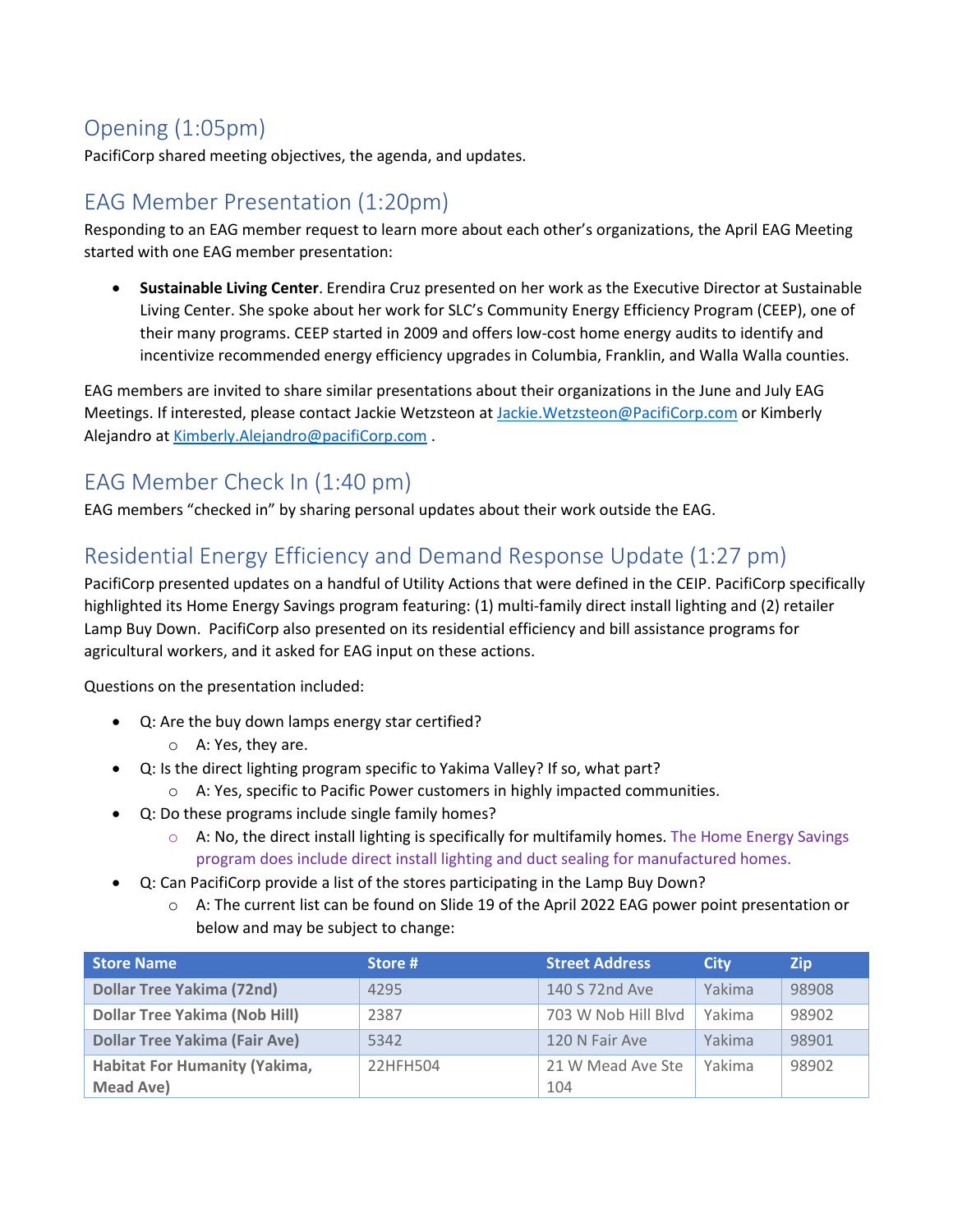## Opening (1:05pm)

PacifiCorp shared meeting objectives, the agenda, and updates.

## EAG Member Presentation (1:20pm)

Responding to an EAG member request to learn more about each other's organizations, the April EAG Meeting started with one EAG member presentation:

- **Sustainable Living Center**. Erendira Cruz presented on her work as the Executive Director at Sustainable Living Center. She spoke about her work for SLC's Community Energy Efficiency Program (CEEP), one of their many programs. CEEP started in 2009 and offers low-cost home energy audits to identify and incentivize recommended energy efficiency upgrades in Columbia, Franklin, and Walla Walla counties.

EAG members are invited to share similar presentations about their organizations in the June and July EAG Meetings. If interested, please contact Jackie Wetzsteon at Jackie.Wetzsteon@PacifiCorp.com or Kimberly Alejandro at Kimberly.Alejandro@pacifiCorp.com .

## EAG Member Check In (1:40 pm)

EAG members "checked in" by sharing personal updates about their work outside the EAG.

## Residential Energy Efficiency and Demand Response Update (1:27 pm)

PacifiCorp presented updates on a handful of Utility Actions that were defined in the CEIP. PacifiCorp specifically highlighted its Home Energy Savings program featuring: (1) multi-family direct install lighting and (2) retailer Lamp Buy Down. PacifiCorp also presented on its residential efficiency and bill assistance programs for agricultural workers, and it asked for EAG input on these actions.

Questions on the presentation included:

- Q: Are the buy down lamps energy star certified?
  - A: Yes, they are.
- Q: Is the direct lighting program specific to Yakima Valley? If so, what part?
  - A: Yes, specific to Pacific Power customers in highly impacted communities.
- Q: Do these programs include single family homes?
  - A: No, the direct install lighting is specifically for multifamily homes. The Home Energy Savings program does include direct install lighting and duct sealing for manufactured homes.
- Q: Can PacifiCorp provide a list of the stores participating in the Lamp Buy Down?
  - A: The current list can be found on Slide 19 of the April 2022 EAG power point presentation or below and may be subject to change:

| Store Name | Store # | Street Address | City | Zip |
|---|---|---|---|---|
| **Dollar Tree Yakima (72nd)** | 4295 | 140 S 72nd Ave | Yakima | 98908 |
| **Dollar Tree Yakima (Nob Hill)** | 2387 | 703 W Nob Hill Blvd | Yakima | 98902 |
| **Dollar Tree Yakima (Fair Ave)** | 5342 | 120 N Fair Ave | Yakima | 98901 |
| **Habitat For Humanity (Yakima, Mead Ave)** | 22HFH504 | 21 W Mead Ave Ste 104 | Yakima | 98902 |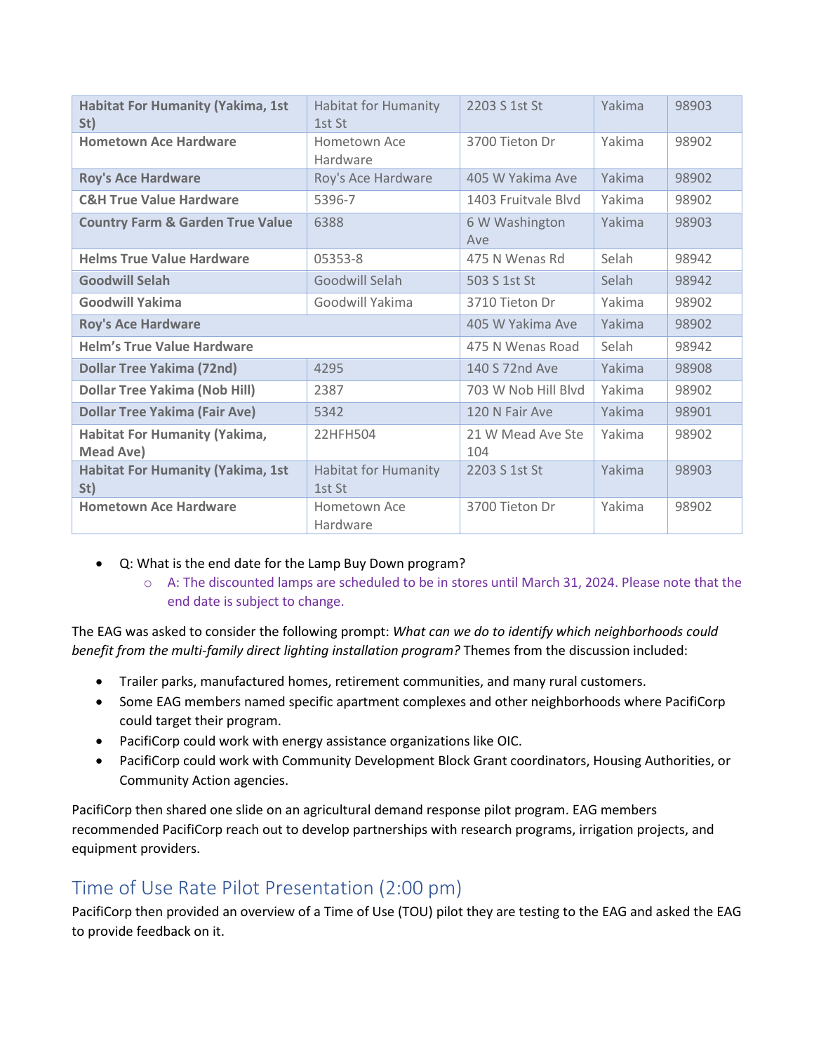| | | | | |
|---|---|---|---|---|
| **Habitat For Humanity (Yakima, 1st St)** | Habitat for Humanity 1st St | 2203 S 1st St | Yakima | 98903 |
| **Hometown Ace Hardware** | Hometown Ace Hardware | 3700 Tieton Dr | Yakima | 98902 |
| **Roy's Ace Hardware** | Roy's Ace Hardware | 405 W Yakima Ave | Yakima | 98902 |
| **C&H True Value Hardware** | 5396-7 | 1403 Fruitvale Blvd | Yakima | 98902 |
| **Country Farm & Garden True Value** | 6388 | 6 W Washington Ave | Yakima | 98903 |
| **Helms True Value Hardware** | 05353-8 | 475 N Wenas Rd | Selah | 98942 |
| **Goodwill Selah** | Goodwill Selah | 503 S 1st St | Selah | 98942 |
| **Goodwill Yakima** | Goodwill Yakima | 3710 Tieton Dr | Yakima | 98902 |
| **Roy's Ace Hardware** | | 405 W Yakima Ave | Yakima | 98902 |
| **Helm's True Value Hardware** | | 475 N Wenas Road | Selah | 98942 |
| **Dollar Tree Yakima (72nd)** | 4295 | 140 S 72nd Ave | Yakima | 98908 |
| **Dollar Tree Yakima (Nob Hill)** | 2387 | 703 W Nob Hill Blvd | Yakima | 98902 |
| **Dollar Tree Yakima (Fair Ave)** | 5342 | 120 N Fair Ave | Yakima | 98901 |
| **Habitat For Humanity (Yakima, Mead Ave)** | 22HFH504 | 21 W Mead Ave Ste 104 | Yakima | 98902 |
| **Habitat For Humanity (Yakima, 1st St)** | Habitat for Humanity 1st St | 2203 S 1st St | Yakima | 98903 |
| **Hometown Ace Hardware** | Hometown Ace Hardware | 3700 Tieton Dr | Yakima | 98902 |

- Q: What is the end date for the Lamp Buy Down program?
  - A: The discounted lamps are scheduled to be in stores until March 31, 2024. Please note that the end date is subject to change.

The EAG was asked to consider the following prompt: *What can we do to identify which neighborhoods could benefit from the multi-family direct lighting installation program?* Themes from the discussion included:

- Trailer parks, manufactured homes, retirement communities, and many rural customers.
- Some EAG members named specific apartment complexes and other neighborhoods where PacifiCorp could target their program.
- PacifiCorp could work with energy assistance organizations like OIC.
- PacifiCorp could work with Community Development Block Grant coordinators, Housing Authorities, or Community Action agencies.

PacifiCorp then shared one slide on an agricultural demand response pilot program. EAG members recommended PacifiCorp reach out to develop partnerships with research programs, irrigation projects, and equipment providers.

## Time of Use Rate Pilot Presentation (2:00 pm)

PacifiCorp then provided an overview of a Time of Use (TOU) pilot they are testing to the EAG and asked the EAG to provide feedback on it.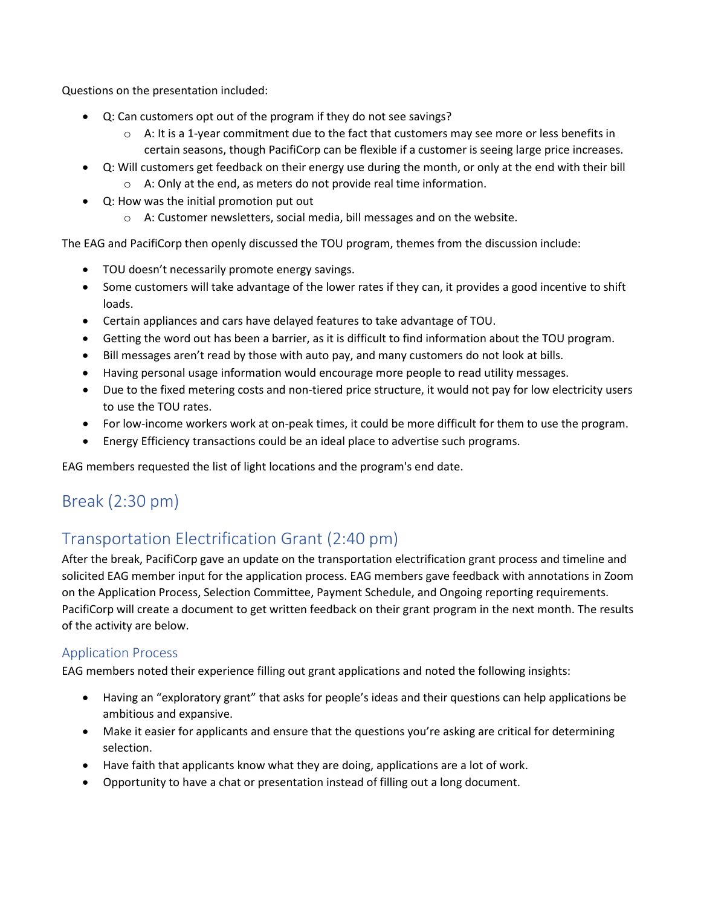Questions on the presentation included:

- Q: Can customers opt out of the program if they do not see savings?
    - A: It is a 1-year commitment due to the fact that customers may see more or less benefits in certain seasons, though PacifiCorp can be flexible if a customer is seeing large price increases.
- Q: Will customers get feedback on their energy use during the month, or only at the end with their bill
    - A: Only at the end, as meters do not provide real time information.
- Q: How was the initial promotion put out
    - A: Customer newsletters, social media, bill messages and on the website.

The EAG and PacifiCorp then openly discussed the TOU program, themes from the discussion include:

- TOU doesn't necessarily promote energy savings.
- Some customers will take advantage of the lower rates if they can, it provides a good incentive to shift loads.
- Certain appliances and cars have delayed features to take advantage of TOU.
- Getting the word out has been a barrier, as it is difficult to find information about the TOU program.
- Bill messages aren't read by those with auto pay, and many customers do not look at bills.
- Having personal usage information would encourage more people to read utility messages.
- Due to the fixed metering costs and non-tiered price structure, it would not pay for low electricity users to use the TOU rates.
- For low-income workers work at on-peak times, it could be more difficult for them to use the program.
- Energy Efficiency transactions could be an ideal place to advertise such programs.

EAG members requested the list of light locations and the program's end date.

## Break (2:30 pm)

## Transportation Electrification Grant (2:40 pm)

After the break, PacifiCorp gave an update on the transportation electrification grant process and timeline and solicited EAG member input for the application process. EAG members gave feedback with annotations in Zoom on the Application Process, Selection Committee, Payment Schedule, and Ongoing reporting requirements. PacifiCorp will create a document to get written feedback on their grant program in the next month. The results of the activity are below.

### Application Process

EAG members noted their experience filling out grant applications and noted the following insights:

- Having an "exploratory grant" that asks for people's ideas and their questions can help applications be ambitious and expansive.
- Make it easier for applicants and ensure that the questions you're asking are critical for determining selection.
- Have faith that applicants know what they are doing, applications are a lot of work.
- Opportunity to have a chat or presentation instead of filling out a long document.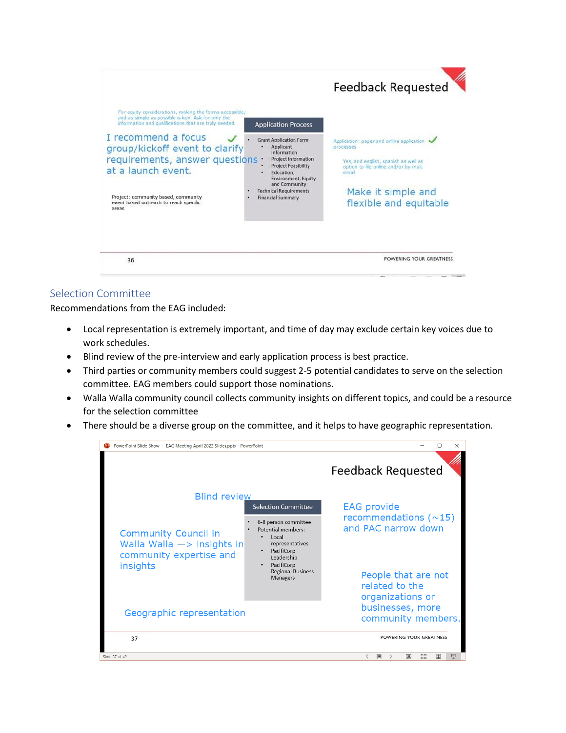Feedback Requested

For equity considerations, making the forms accessible, and as simple as possible is key. Ask for only the information and qualifications that are truly needed.

I recommend a focus group/kickoff event to clarify requirements, answer questions at a launch event.

Project: community based, community event based outreach to reach specific areas

**Application Process**

- Grant Application Form
  - Applicant Information
  - Project Information
  - Project Feasibility
  - Education, Environment, Equity and Community
- Technical Requirements
- Financial Summary

Application: paper and online application processes

Yes, and english, spanish as well as option to file online and/or by mail, email

Make it simple and flexible and equitable

## Selection Committee

Recommendations from the EAG included:

- Local representation is extremely important, and time of day may exclude certain key voices due to work schedules.
- Blind review of the pre-interview and early application process is best practice.
- Third parties or community members could suggest 2-5 potential candidates to serve on the selection committee. EAG members could support those nominations.
- Walla Walla community council collects community insights on different topics, and could be a resource for the selection committee
- There should be a diverse group on the committee, and it helps to have geographic representation.

Feedback Requested

Blind review

Community Council in Walla Walla —> insights in community expertise and insights

Geographic representation

**Selection Committee**

- 6-8 person committee
- Potential members:
  - Local representatives
  - PacifiCorp Leadership
  - PacifiCorp Regional Business Managers

EAG provide recommendations (~15) and PAC narrow down

People that are not related to the organizations or businesses, more community members.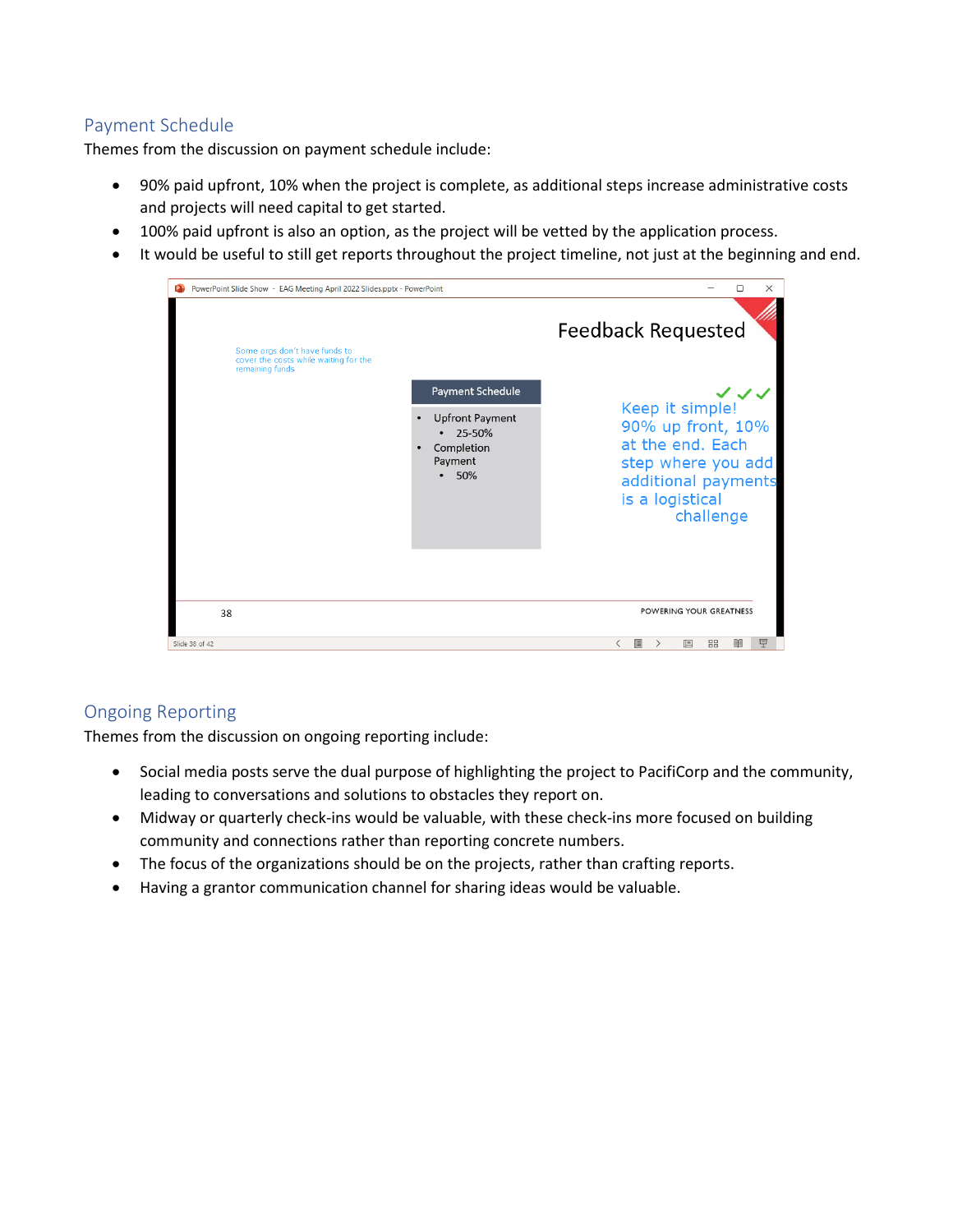## Payment Schedule

Themes from the discussion on payment schedule include:

- 90% paid upfront, 10% when the project is complete, as additional steps increase administrative costs and projects will need capital to get started.
- 100% paid upfront is also an option, as the project will be vetted by the application process.
- It would be useful to still get reports throughout the project timeline, not just at the beginning and end.

PowerPoint Slide Show - EAG Meeting April 2022 Slides.pptx - PowerPoint

Feedback Requested

Some orgs don't have funds to cover the costs while waiting for the remaining funds

**Payment Schedule**

- Upfront Payment
  - 25-50%
- Completion Payment
  - 50%

✓✓✓ Keep it simple! 90% up front, 10% at the end. Each step where you add additional payments is a logistical challenge

38

POWERING YOUR GREATNESS

Slide 38 of 42

## Ongoing Reporting

Themes from the discussion on ongoing reporting include:

- Social media posts serve the dual purpose of highlighting the project to PacifiCorp and the community, leading to conversations and solutions to obstacles they report on.
- Midway or quarterly check-ins would be valuable, with these check-ins more focused on building community and connections rather than reporting concrete numbers.
- The focus of the organizations should be on the projects, rather than crafting reports.
- Having a grantor communication channel for sharing ideas would be valuable.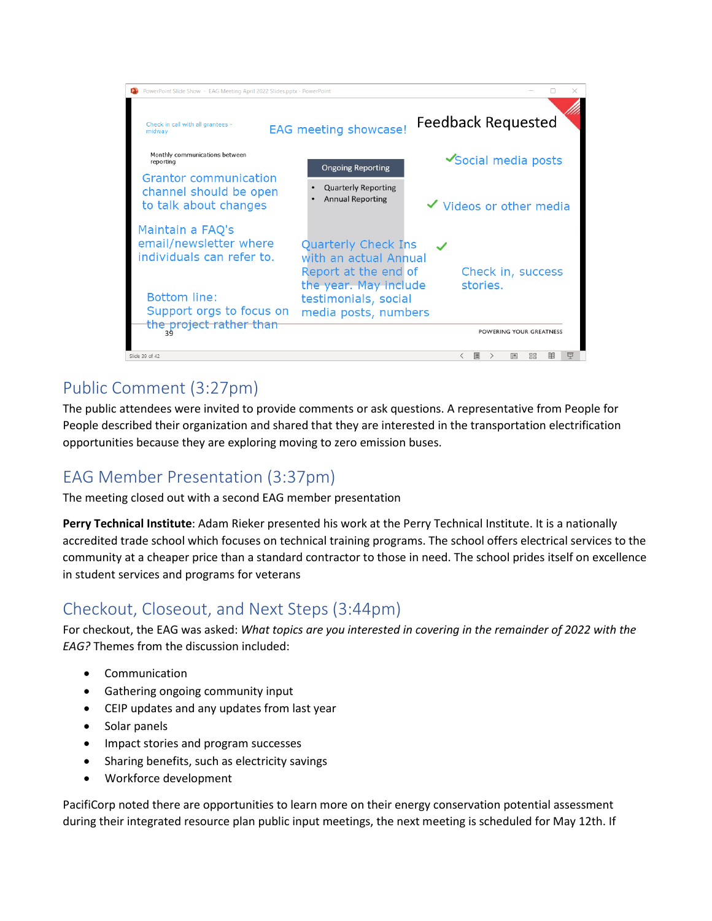Check in call with all grantees - midway

EAG meeting showcase!

Feedback Requested

Monthly communications between reporting

Grantor communication channel should be open to talk about changes

Maintain a FAQ's email/newsletter where individuals can refer to.

Bottom line: Support orgs to focus on the project rather than

Ongoing Reporting

- Quarterly Reporting
- Annual Reporting

Quarterly Check Ins with an actual Annual Report at the end of the year. May include testimonials, social media posts, numbers

✓Social media posts

✓ Videos or other media

✓

Check in, success stories.

POWERING YOUR GREATNESS

## Public Comment (3:27pm)

The public attendees were invited to provide comments or ask questions. A representative from People for People described their organization and shared that they are interested in the transportation electrification opportunities because they are exploring moving to zero emission buses.

## EAG Member Presentation (3:37pm)

The meeting closed out with a second EAG member presentation

**Perry Technical Institute**: Adam Rieker presented his work at the Perry Technical Institute. It is a nationally accredited trade school which focuses on technical training programs. The school offers electrical services to the community at a cheaper price than a standard contractor to those in need. The school prides itself on excellence in student services and programs for veterans

## Checkout, Closeout, and Next Steps (3:44pm)

For checkout, the EAG was asked: *What topics are you interested in covering in the remainder of 2022 with the EAG?* Themes from the discussion included:

- Communication
- Gathering ongoing community input
- CEIP updates and any updates from last year
- Solar panels
- Impact stories and program successes
- Sharing benefits, such as electricity savings
- Workforce development

PacifiCorp noted there are opportunities to learn more on their energy conservation potential assessment during their integrated resource plan public input meetings, the next meeting is scheduled for May 12th. If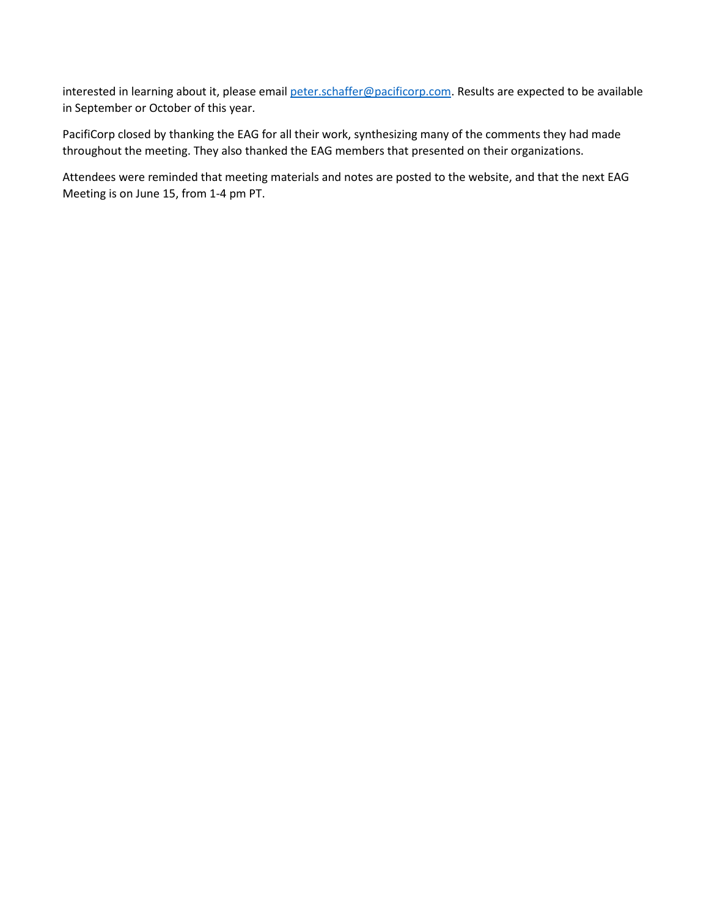interested in learning about it, please email [peter.schaffer@pacificorp.com](mailto:peter.schaffer@pacificorp.com). Results are expected to be available in September or October of this year.

PacifiCorp closed by thanking the EAG for all their work, synthesizing many of the comments they had made throughout the meeting. They also thanked the EAG members that presented on their organizations.

Attendees were reminded that meeting materials and notes are posted to the website, and that the next EAG Meeting is on June 15, from 1-4 pm PT.